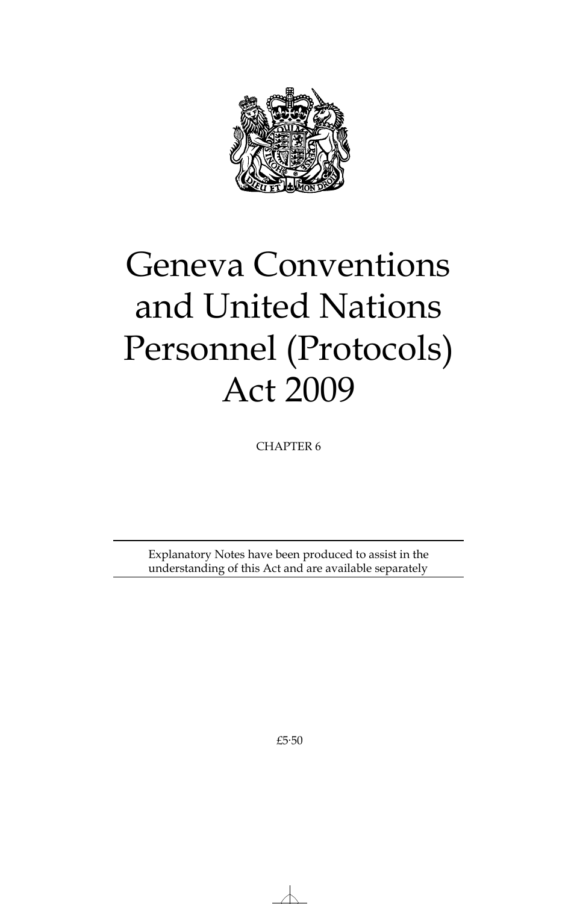# Geneva Conventions and United Nations Personnel (Protocols) Act 2009

CHAPTER 6

Explanatory Notes have been produced to assist in the understanding of this Act and are available separately

£5·50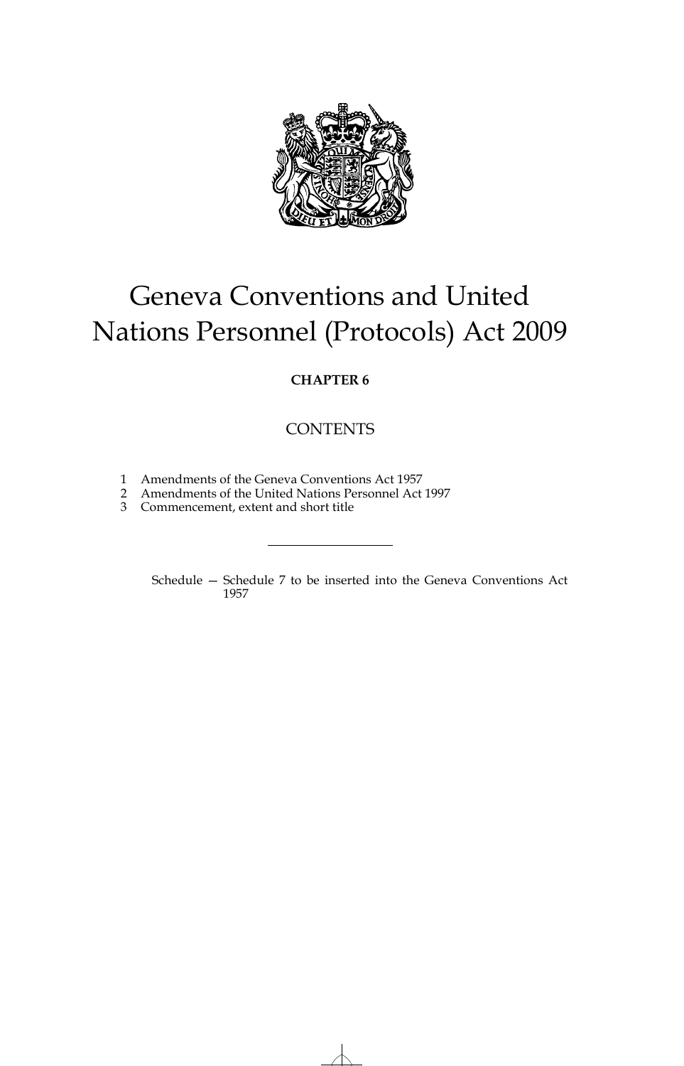# Geneva Conventions and United Nations Personnel (Protocols) Act 2009

**CHAPTER 6**

## CONTENTS

1 Amendments of the Geneva Conventions Act 1957
2 Amendments of the United Nations Personnel Act 1997
3 Commencement, extent and short title

---

Schedule — Schedule 7 to be inserted into the Geneva Conventions Act 1957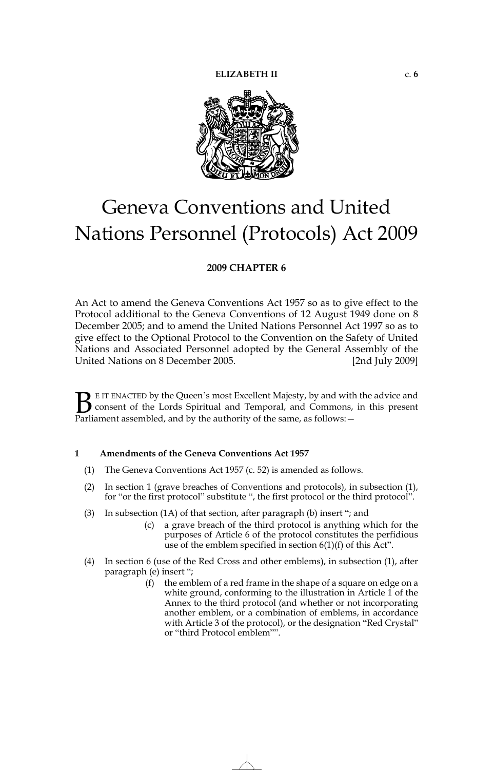**ELIZABETH II** c. **6**

# Geneva Conventions and United Nations Personnel (Protocols) Act 2009

**2009 CHAPTER 6**

An Act to amend the Geneva Conventions Act 1957 so as to give effect to the Protocol additional to the Geneva Conventions of 12 August 1949 done on 8 December 2005; and to amend the United Nations Personnel Act 1997 so as to give effect to the Optional Protocol to the Convention on the Safety of United Nations and Associated Personnel adopted by the General Assembly of the United Nations on 8 December 2005. [2nd July 2009]

BE IT ENACTED by the Queen's most Excellent Majesty, by and with the advice and consent of the Lords Spiritual and Temporal, and Commons, in this present Parliament assembled, and by the authority of the same, as follows:—

### 1 Amendments of the Geneva Conventions Act 1957

(1) The Geneva Conventions Act 1957 (c. 52) is amended as follows.

(2) In section 1 (grave breaches of Conventions and protocols), in subsection (1), for "or the first protocol" substitute ", the first protocol or the third protocol".

(3) In subsection (1A) of that section, after paragraph (b) insert "; and

> (c) a grave breach of the third protocol is anything which for the purposes of Article 6 of the protocol constitutes the perfidious use of the emblem specified in section 6(1)(f) of this Act".

(4) In section 6 (use of the Red Cross and other emblems), in subsection (1), after paragraph (e) insert ";

> (f) the emblem of a red frame in the shape of a square on edge on a white ground, conforming to the illustration in Article 1 of the Annex to the third protocol (and whether or not incorporating another emblem, or a combination of emblems, in accordance with Article 3 of the protocol), or the designation "Red Crystal" or "third Protocol emblem"".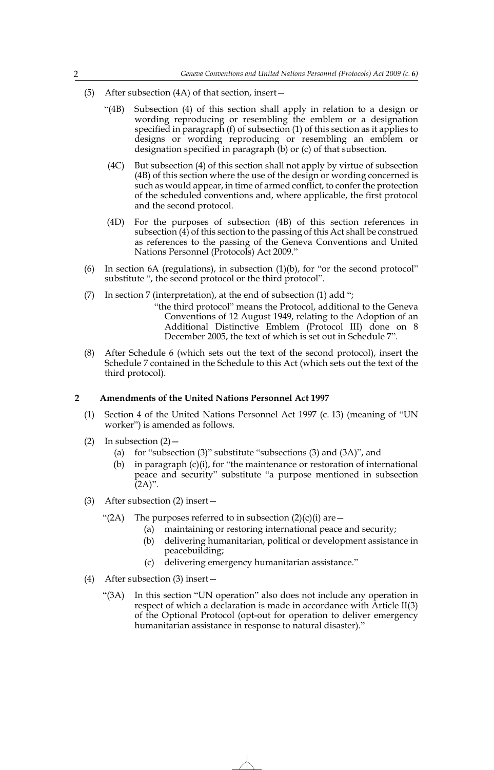(5) After subsection (4A) of that section, insert—

"(4B) Subsection (4) of this section shall apply in relation to a design or wording reproducing or resembling the emblem or a designation specified in paragraph (f) of subsection (1) of this section as it applies to designs or wording reproducing or resembling an emblem or designation specified in paragraph (b) or (c) of that subsection.

(4C) But subsection (4) of this section shall not apply by virtue of subsection (4B) of this section where the use of the design or wording concerned is such as would appear, in time of armed conflict, to confer the protection of the scheduled conventions and, where applicable, the first protocol and the second protocol.

(4D) For the purposes of subsection (4B) of this section references in subsection (4) of this section to the passing of this Act shall be construed as references to the passing of the Geneva Conventions and United Nations Personnel (Protocols) Act 2009."

(6) In section 6A (regulations), in subsection (1)(b), for "or the second protocol" substitute ", the second protocol or the third protocol".

(7) In section 7 (interpretation), at the end of subsection (1) add ";

"the third protocol" means the Protocol, additional to the Geneva Conventions of 12 August 1949, relating to the Adoption of an Additional Distinctive Emblem (Protocol III) done on 8 December 2005, the text of which is set out in Schedule 7".

(8) After Schedule 6 (which sets out the text of the second protocol), insert the Schedule 7 contained in the Schedule to this Act (which sets out the text of the third protocol).

## 2 Amendments of the United Nations Personnel Act 1997

(1) Section 4 of the United Nations Personnel Act 1997 (c. 13) (meaning of "UN worker") is amended as follows.

(2) In subsection (2)—

(a) for "subsection (3)" substitute "subsections (3) and (3A)", and

(b) in paragraph (c)(i), for "the maintenance or restoration of international peace and security" substitute "a purpose mentioned in subsection (2A)".

(3) After subsection (2) insert—

"(2A) The purposes referred to in subsection (2)(c)(i) are—

(a) maintaining or restoring international peace and security;

(b) delivering humanitarian, political or development assistance in peacebuilding;

(c) delivering emergency humanitarian assistance."

(4) After subsection (3) insert—

"(3A) In this section "UN operation" also does not include any operation in respect of which a declaration is made in accordance with Article II(3) of the Optional Protocol (opt-out for operation to deliver emergency humanitarian assistance in response to natural disaster)."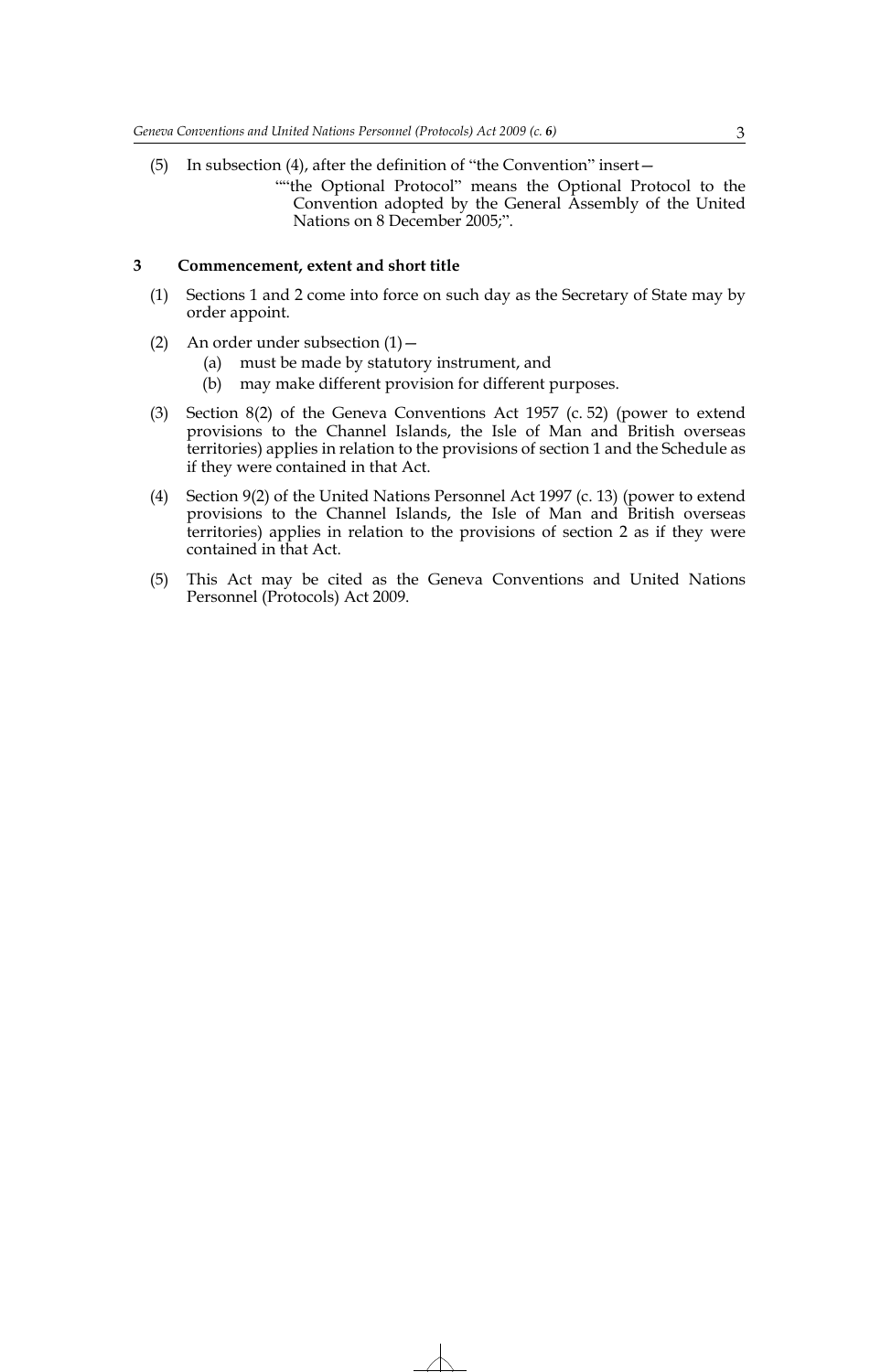(5) In subsection (4), after the definition of "the Convention" insert—

> ""the Optional Protocol" means the Optional Protocol to the Convention adopted by the General Assembly of the United Nations on 8 December 2005;".

### 3 Commencement, extent and short title

(1) Sections 1 and 2 come into force on such day as the Secretary of State may by order appoint.

(2) An order under subsection (1)—

- (a) must be made by statutory instrument, and
- (b) may make different provision for different purposes.

(3) Section 8(2) of the Geneva Conventions Act 1957 (c. 52) (power to extend provisions to the Channel Islands, the Isle of Man and British overseas territories) applies in relation to the provisions of section 1 and the Schedule as if they were contained in that Act.

(4) Section 9(2) of the United Nations Personnel Act 1997 (c. 13) (power to extend provisions to the Channel Islands, the Isle of Man and British overseas territories) applies in relation to the provisions of section 2 as if they were contained in that Act.

(5) This Act may be cited as the Geneva Conventions and United Nations Personnel (Protocols) Act 2009.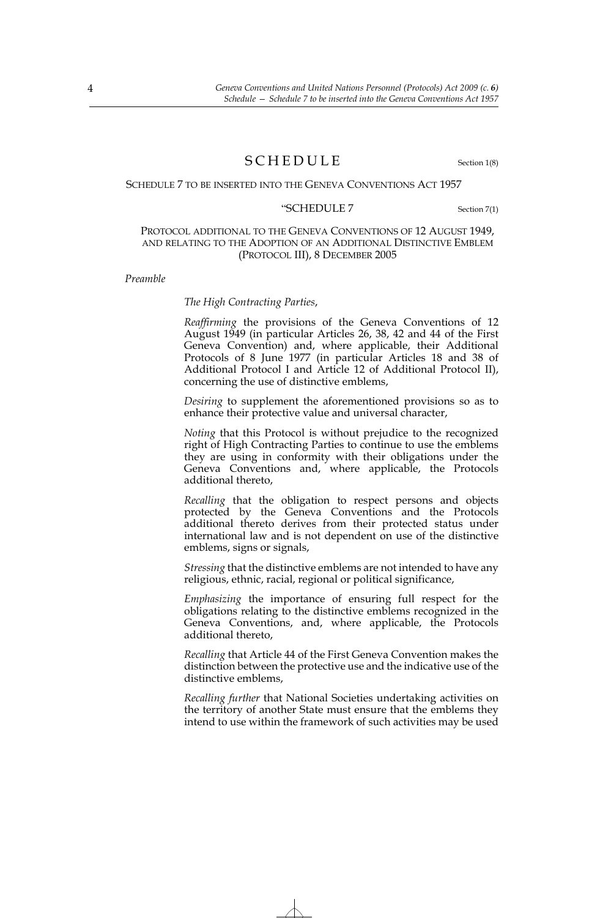# SCHEDULE

Section 1(8)

SCHEDULE 7 TO BE INSERTED INTO THE GENEVA CONVENTIONS ACT 1957

## "SCHEDULE 7

Section 7(1)

PROTOCOL ADDITIONAL TO THE GENEVA CONVENTIONS OF 12 AUGUST 1949, AND RELATING TO THE ADOPTION OF AN ADDITIONAL DISTINCTIVE EMBLEM (PROTOCOL III), 8 DECEMBER 2005

*Preamble*

*The High Contracting Parties*,

*Reaffirming* the provisions of the Geneva Conventions of 12 August 1949 (in particular Articles 26, 38, 42 and 44 of the First Geneva Convention) and, where applicable, their Additional Protocols of 8 June 1977 (in particular Articles 18 and 38 of Additional Protocol I and Article 12 of Additional Protocol II), concerning the use of distinctive emblems,

*Desiring* to supplement the aforementioned provisions so as to enhance their protective value and universal character,

*Noting* that this Protocol is without prejudice to the recognized right of High Contracting Parties to continue to use the emblems they are using in conformity with their obligations under the Geneva Conventions and, where applicable, the Protocols additional thereto,

*Recalling* that the obligation to respect persons and objects protected by the Geneva Conventions and the Protocols additional thereto derives from their protected status under international law and is not dependent on use of the distinctive emblems, signs or signals,

*Stressing* that the distinctive emblems are not intended to have any religious, ethnic, racial, regional or political significance,

*Emphasizing* the importance of ensuring full respect for the obligations relating to the distinctive emblems recognized in the Geneva Conventions, and, where applicable, the Protocols additional thereto,

*Recalling* that Article 44 of the First Geneva Convention makes the distinction between the protective use and the indicative use of the distinctive emblems,

*Recalling further* that National Societies undertaking activities on the territory of another State must ensure that the emblems they intend to use within the framework of such activities may be used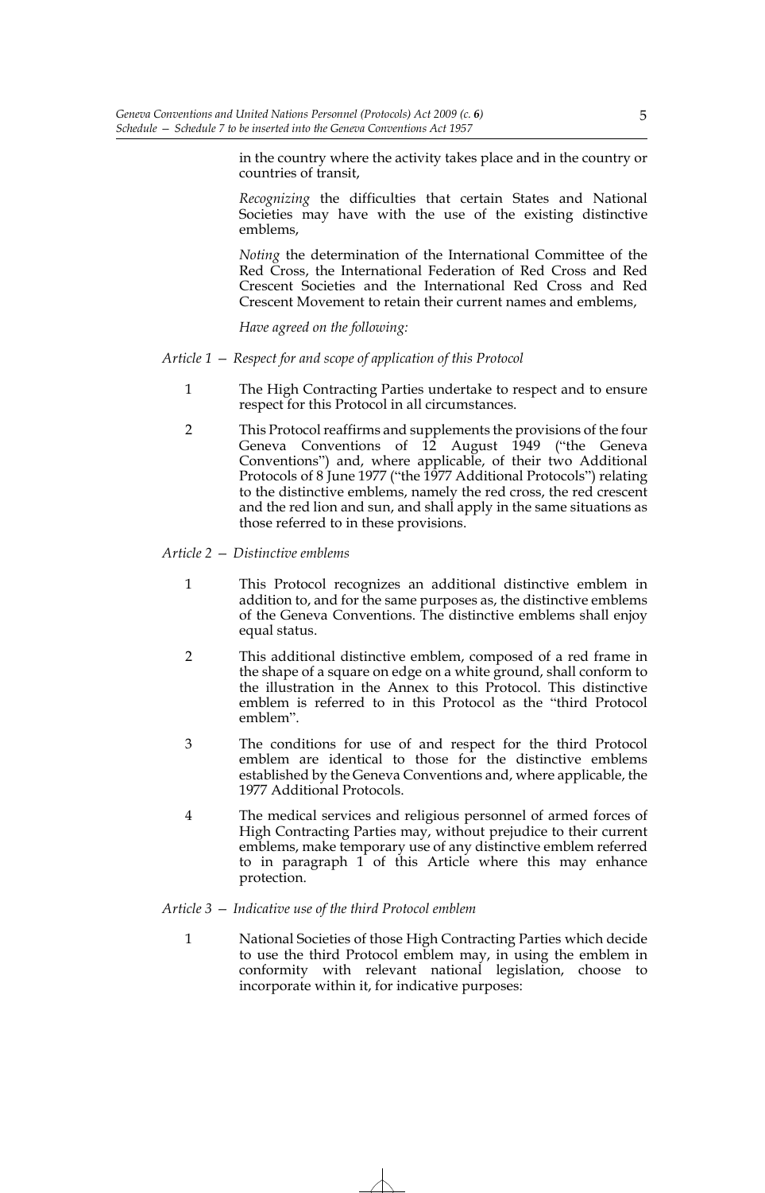in the country where the activity takes place and in the country or countries of transit,

*Recognizing* the difficulties that certain States and National Societies may have with the use of the existing distinctive emblems,

*Noting* the determination of the International Committee of the Red Cross, the International Federation of Red Cross and Red Crescent Societies and the International Red Cross and Red Crescent Movement to retain their current names and emblems,

*Have agreed on the following:*

*Article 1 — Respect for and scope of application of this Protocol*

1 The High Contracting Parties undertake to respect and to ensure respect for this Protocol in all circumstances.

2 This Protocol reaffirms and supplements the provisions of the four Geneva Conventions of 12 August 1949 ("the Geneva Conventions") and, where applicable, of their two Additional Protocols of 8 June 1977 ("the 1977 Additional Protocols") relating to the distinctive emblems, namely the red cross, the red crescent and the red lion and sun, and shall apply in the same situations as those referred to in these provisions.

*Article 2 — Distinctive emblems*

1 This Protocol recognizes an additional distinctive emblem in addition to, and for the same purposes as, the distinctive emblems of the Geneva Conventions. The distinctive emblems shall enjoy equal status.

2 This additional distinctive emblem, composed of a red frame in the shape of a square on edge on a white ground, shall conform to the illustration in the Annex to this Protocol. This distinctive emblem is referred to in this Protocol as the "third Protocol emblem".

3 The conditions for use of and respect for the third Protocol emblem are identical to those for the distinctive emblems established by the Geneva Conventions and, where applicable, the 1977 Additional Protocols.

4 The medical services and religious personnel of armed forces of High Contracting Parties may, without prejudice to their current emblems, make temporary use of any distinctive emblem referred to in paragraph 1 of this Article where this may enhance protection.

*Article 3 — Indicative use of the third Protocol emblem*

1 National Societies of those High Contracting Parties which decide to use the third Protocol emblem may, in using the emblem in conformity with relevant national legislation, choose to incorporate within it, for indicative purposes: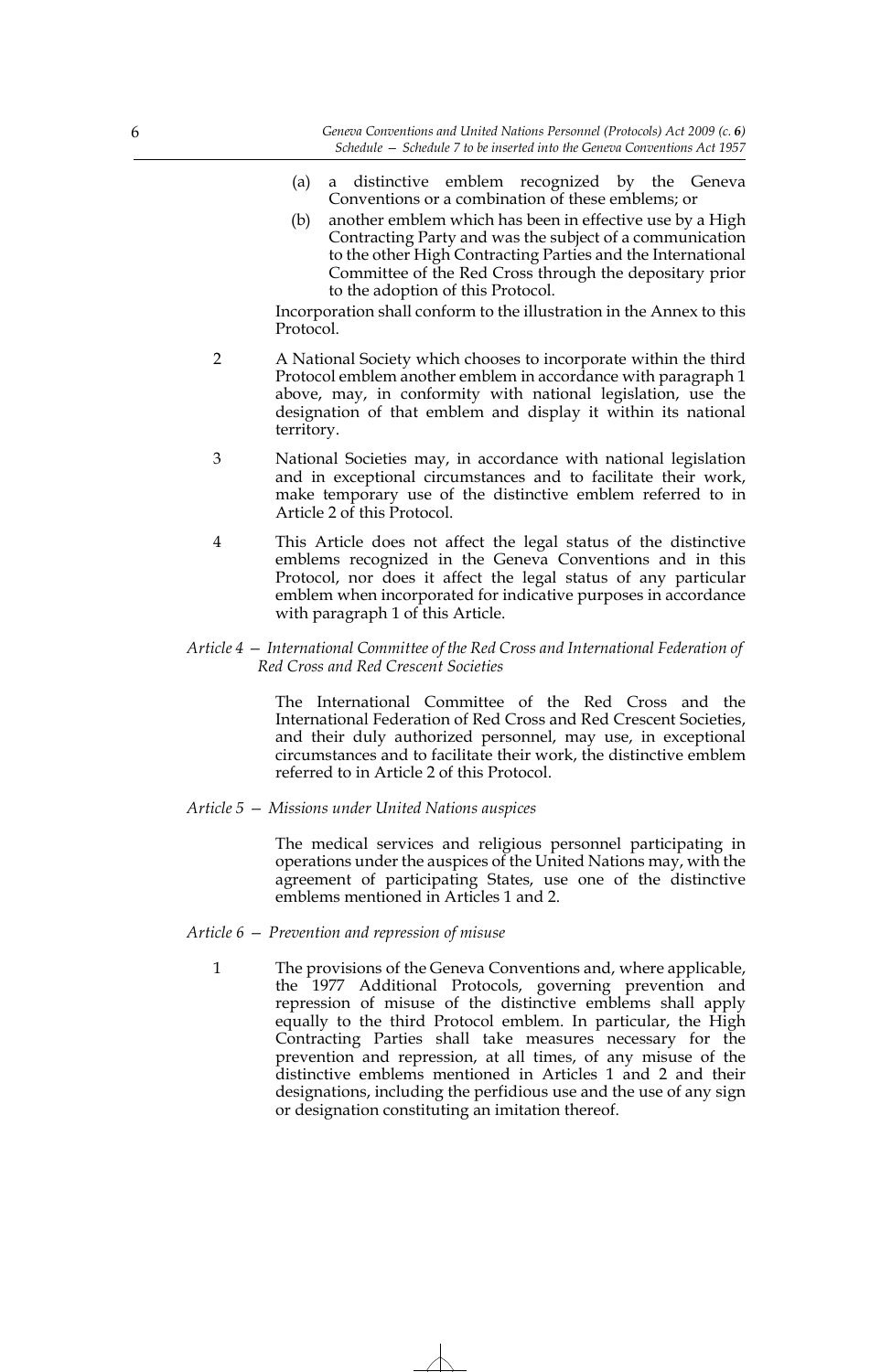(a) a distinctive emblem recognized by the Geneva Conventions or a combination of these emblems; or

(b) another emblem which has been in effective use by a High Contracting Party and was the subject of a communication to the other High Contracting Parties and the International Committee of the Red Cross through the depositary prior to the adoption of this Protocol.

Incorporation shall conform to the illustration in the Annex to this Protocol.

2 A National Society which chooses to incorporate within the third Protocol emblem another emblem in accordance with paragraph 1 above, may, in conformity with national legislation, use the designation of that emblem and display it within its national territory.

3 National Societies may, in accordance with national legislation and in exceptional circumstances and to facilitate their work, make temporary use of the distinctive emblem referred to in Article 2 of this Protocol.

4 This Article does not affect the legal status of the distinctive emblems recognized in the Geneva Conventions and in this Protocol, nor does it affect the legal status of any particular emblem when incorporated for indicative purposes in accordance with paragraph 1 of this Article.

*Article 4 — International Committee of the Red Cross and International Federation of Red Cross and Red Crescent Societies*

The International Committee of the Red Cross and the International Federation of Red Cross and Red Crescent Societies, and their duly authorized personnel, may use, in exceptional circumstances and to facilitate their work, the distinctive emblem referred to in Article 2 of this Protocol.

*Article 5 — Missions under United Nations auspices*

The medical services and religious personnel participating in operations under the auspices of the United Nations may, with the agreement of participating States, use one of the distinctive emblems mentioned in Articles 1 and 2.

*Article 6 — Prevention and repression of misuse*

1 The provisions of the Geneva Conventions and, where applicable, the 1977 Additional Protocols, governing prevention and repression of misuse of the distinctive emblems shall apply equally to the third Protocol emblem. In particular, the High Contracting Parties shall take measures necessary for the prevention and repression, at all times, of any misuse of the distinctive emblems mentioned in Articles 1 and 2 and their designations, including the perfidious use and the use of any sign or designation constituting an imitation thereof.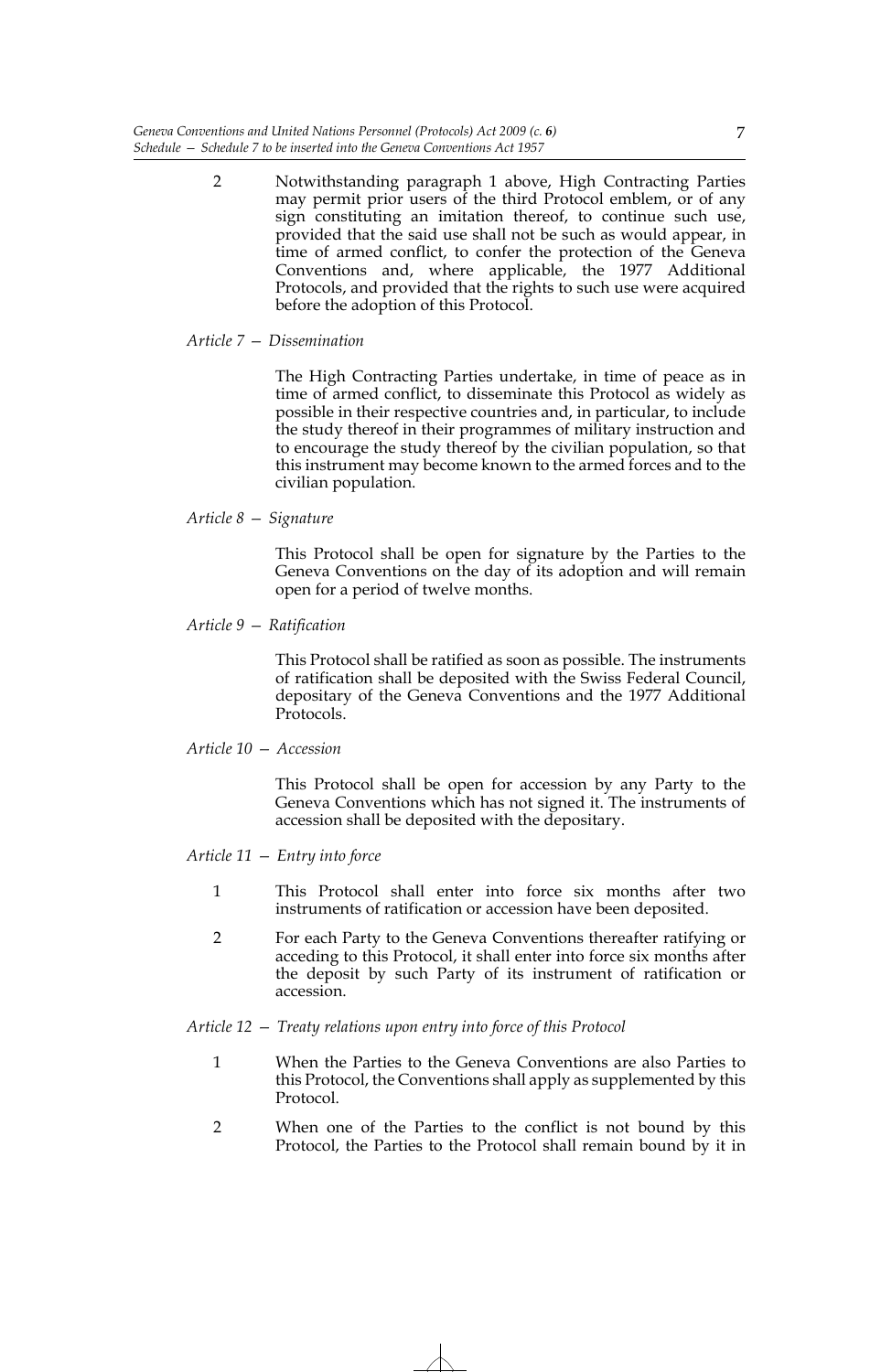2 Notwithstanding paragraph 1 above, High Contracting Parties may permit prior users of the third Protocol emblem, or of any sign constituting an imitation thereof, to continue such use, provided that the said use shall not be such as would appear, in time of armed conflict, to confer the protection of the Geneva Conventions and, where applicable, the 1977 Additional Protocols, and provided that the rights to such use were acquired before the adoption of this Protocol.

*Article 7 — Dissemination*

The High Contracting Parties undertake, in time of peace as in time of armed conflict, to disseminate this Protocol as widely as possible in their respective countries and, in particular, to include the study thereof in their programmes of military instruction and to encourage the study thereof by the civilian population, so that this instrument may become known to the armed forces and to the civilian population.

*Article 8 — Signature*

This Protocol shall be open for signature by the Parties to the Geneva Conventions on the day of its adoption and will remain open for a period of twelve months.

*Article 9 — Ratification*

This Protocol shall be ratified as soon as possible. The instruments of ratification shall be deposited with the Swiss Federal Council, depositary of the Geneva Conventions and the 1977 Additional Protocols.

*Article 10 — Accession*

This Protocol shall be open for accession by any Party to the Geneva Conventions which has not signed it. The instruments of accession shall be deposited with the depositary.

*Article 11 — Entry into force*

1 This Protocol shall enter into force six months after two instruments of ratification or accession have been deposited.

2 For each Party to the Geneva Conventions thereafter ratifying or acceding to this Protocol, it shall enter into force six months after the deposit by such Party of its instrument of ratification or accession.

*Article 12 — Treaty relations upon entry into force of this Protocol*

1 When the Parties to the Geneva Conventions are also Parties to this Protocol, the Conventions shall apply as supplemented by this Protocol.

2 When one of the Parties to the conflict is not bound by this Protocol, the Parties to the Protocol shall remain bound by it in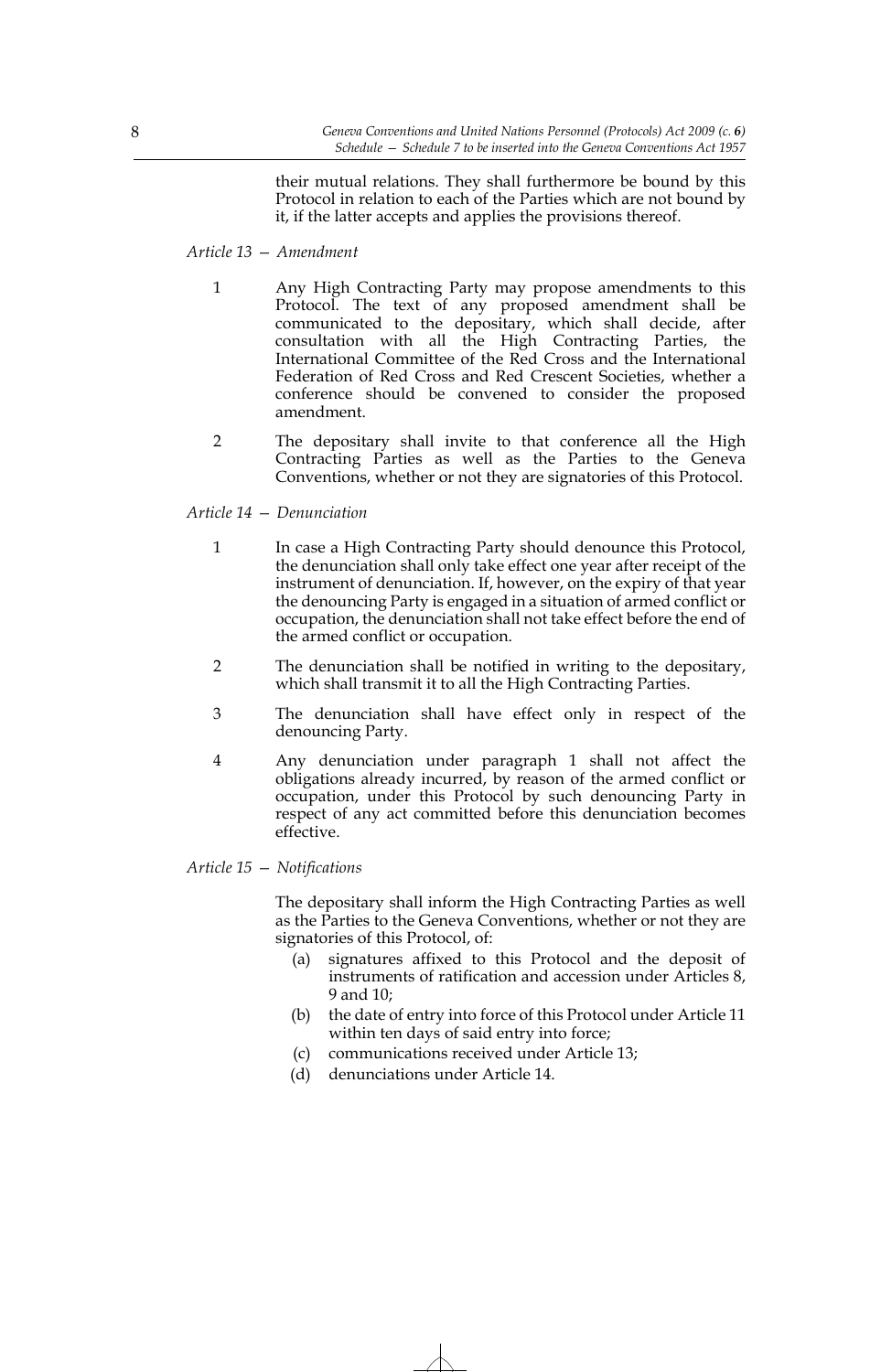their mutual relations. They shall furthermore be bound by this Protocol in relation to each of the Parties which are not bound by it, if the latter accepts and applies the provisions thereof.

*Article 13 — Amendment*

1 Any High Contracting Party may propose amendments to this Protocol. The text of any proposed amendment shall be communicated to the depositary, which shall decide, after consultation with all the High Contracting Parties, the International Committee of the Red Cross and the International Federation of Red Cross and Red Crescent Societies, whether a conference should be convened to consider the proposed amendment.

2 The depositary shall invite to that conference all the High Contracting Parties as well as the Parties to the Geneva Conventions, whether or not they are signatories of this Protocol.

*Article 14 — Denunciation*

1 In case a High Contracting Party should denounce this Protocol, the denunciation shall only take effect one year after receipt of the instrument of denunciation. If, however, on the expiry of that year the denouncing Party is engaged in a situation of armed conflict or occupation, the denunciation shall not take effect before the end of the armed conflict or occupation.

2 The denunciation shall be notified in writing to the depositary, which shall transmit it to all the High Contracting Parties.

3 The denunciation shall have effect only in respect of the denouncing Party.

4 Any denunciation under paragraph 1 shall not affect the obligations already incurred, by reason of the armed conflict or occupation, under this Protocol by such denouncing Party in respect of any act committed before this denunciation becomes effective.

*Article 15 — Notifications*

The depositary shall inform the High Contracting Parties as well as the Parties to the Geneva Conventions, whether or not they are signatories of this Protocol, of:

(a) signatures affixed to this Protocol and the deposit of instruments of ratification and accession under Articles 8, 9 and 10;

(b) the date of entry into force of this Protocol under Article 11 within ten days of said entry into force;

(c) communications received under Article 13;

(d) denunciations under Article 14.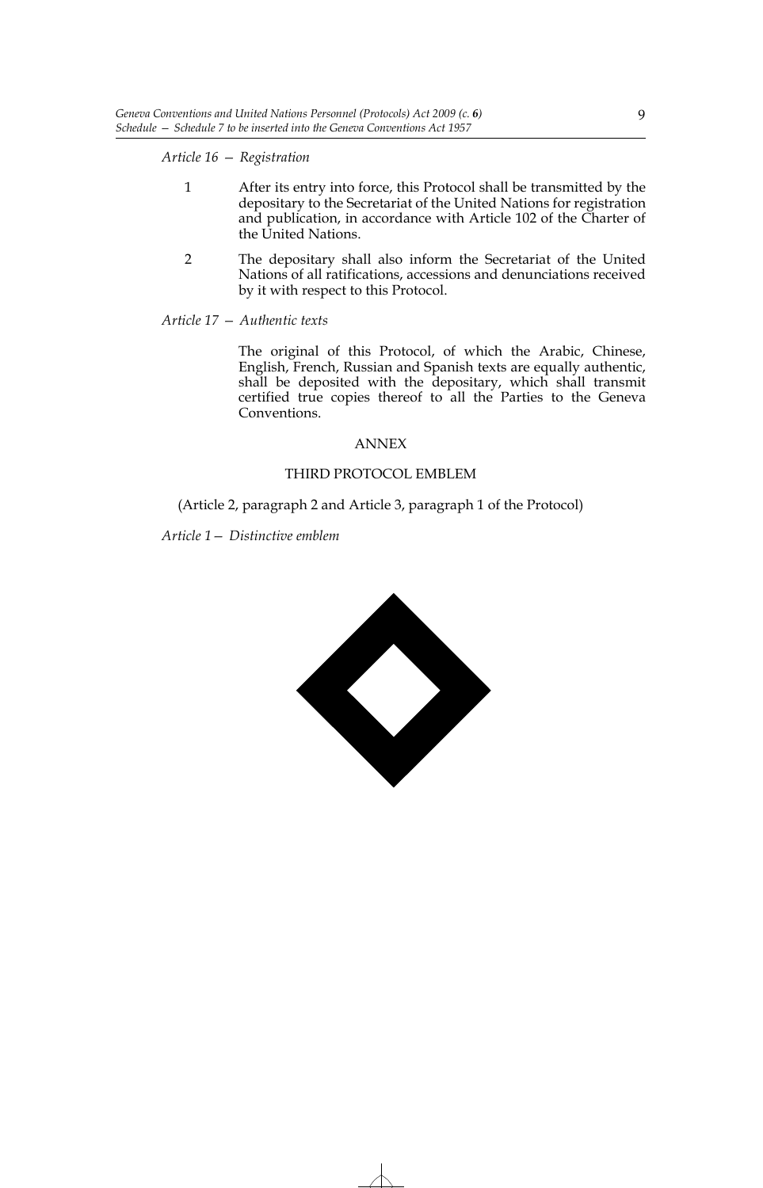*Article 16 — Registration*

1 After its entry into force, this Protocol shall be transmitted by the depositary to the Secretariat of the United Nations for registration and publication, in accordance with Article 102 of the Charter of the United Nations.

2 The depositary shall also inform the Secretariat of the United Nations of all ratifications, accessions and denunciations received by it with respect to this Protocol.

*Article 17 — Authentic texts*

The original of this Protocol, of which the Arabic, Chinese, English, French, Russian and Spanish texts are equally authentic, shall be deposited with the depositary, which shall transmit certified true copies thereof to all the Parties to the Geneva Conventions.

ANNEX

THIRD PROTOCOL EMBLEM

(Article 2, paragraph 2 and Article 3, paragraph 1 of the Protocol)

*Article 1— Distinctive emblem*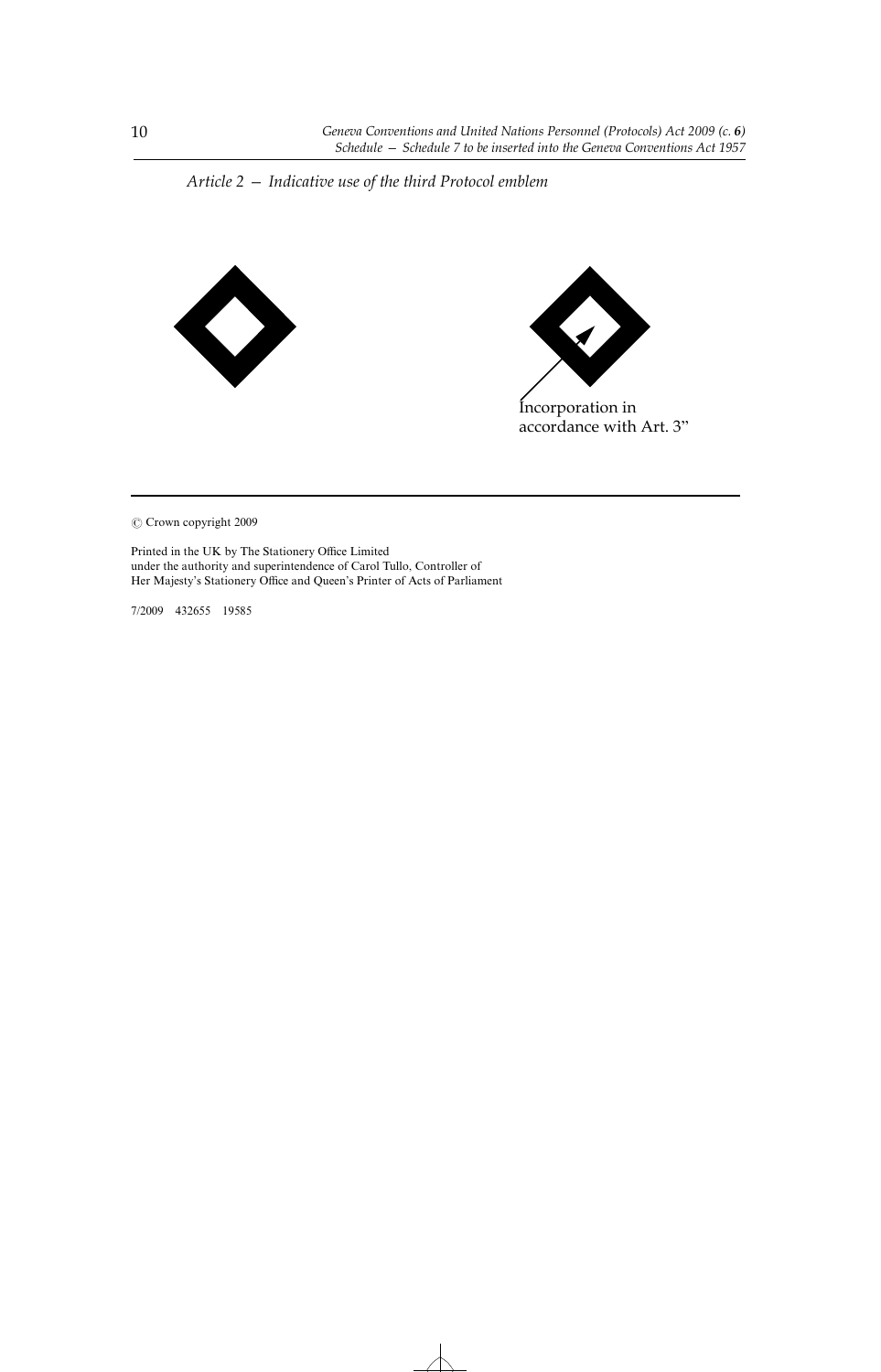*Article 2 — Indicative use of the third Protocol emblem*

Incorporation in accordance with Art. 3”

© Crown copyright 2009

Printed in the UK by The Stationery Office Limited
under the authority and superintendence of Carol Tullo, Controller of
Her Majesty’s Stationery Office and Queen’s Printer of Acts of Parliament

7/2009 432655 19585